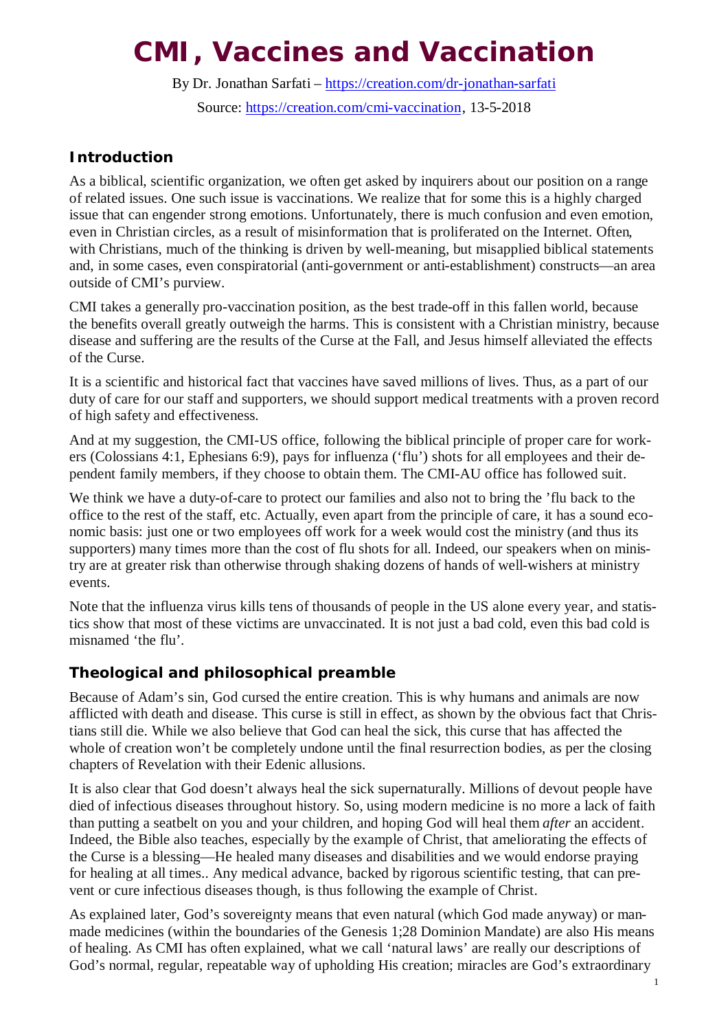# CMI, Vaccines and Vaccination

By Dr. Jonathan Sarfati – https://creation.com/dr-jonathan-sarfati

Source: https://creation.com/cmi-vaccination, 13-5-2018

## Introduction

As a biblical, scientific organization, we often get asked by inquirers about our position on a range of related issues. One such issue is vaccinations. We realize that for some this is a highly charged issue that can engender strong emotions. Unfortunately, there is much confusion and even emotion, even in Christian circles, as a result of misinformation that is proliferated on the Internet. Often, with Christians, much of the thinking is driven by well-meaning, but misapplied biblical statements and, in some cases, even conspiratorial (anti-government or anti-establishment) constructs—an area outside of CMI's purview.

CMI takes a generally pro-vaccination position, as the best trade-off in this fallen world, because the benefits overall greatly outweigh the harms. This is consistent with a Christian ministry, because disease and suffering are the results of the Curse at the Fall, and Jesus himself alleviated the effects of the Curse.

It is a scientific and historical fact that vaccines have saved millions of lives. Thus, as a part of our duty of care for our staff and supporters, we should support medical treatments with a proven record of high safety and effectiveness.

And at my suggestion, the CMI-US office, following the biblical principle of proper care for workers (Colossians 4:1, Ephesians 6:9), pays for influenza ('flu') shots for all employees and their dependent family members, if they choose to obtain them. The CMI-AU office has followed suit.

We think we have a duty-of-care to protect our families and also not to bring the 'flu back to the office to the rest of the staff, etc. Actually, even apart from the principle of care, it has a sound economic basis: just one or two employees off work for a week would cost the ministry (and thus its supporters) many times more than the cost of flu shots for all. Indeed, our speakers when on ministry are at greater risk than otherwise through shaking dozens of hands of well-wishers at ministry events.

Note that the influenza virus kills tens of thousands of people in the US alone every year, and statistics show that most of these victims are unvaccinated. It is not just a bad cold, even this bad cold is misnamed 'the flu'.

## Theological and philosophical preamble

Because of Adam's sin, God cursed the entire creation. This is why humans and animals are now afflicted with death and disease. This curse is still in effect, as shown by the obvious fact that Christians still die. While we also believe that God can heal the sick, this curse that has affected the whole of creation won't be completely undone until the final resurrection bodies, as per the closing chapters of Revelation with their Edenic allusions.

It is also clear that God doesn't always heal the sick supernaturally. Millions of devout people have died of infectious diseases throughout history. So, using modern medicine is no more a lack of faith than putting a seatbelt on you and your children, and hoping God will heal them *after* an accident. Indeed, the Bible also teaches, especially by the example of Christ, that ameliorating the effects of the Curse is a blessing—He healed many diseases and disabilities and we would endorse praying for healing at all times.. Any medical advance, backed by rigorous scientific testing, that can prevent or cure infectious diseases though, is thus following the example of Christ.

As explained later, God's sovereignty means that even natural (which God made anyway) or man-made medicines (within the boundaries of the Genesis 1;28 Dominion Mandate) are also His means of healing. As CMI has often explained, what we call 'natural laws' are really our descriptions of God's normal, regular, repeatable way of upholding His creation; miracles are God's extraordinary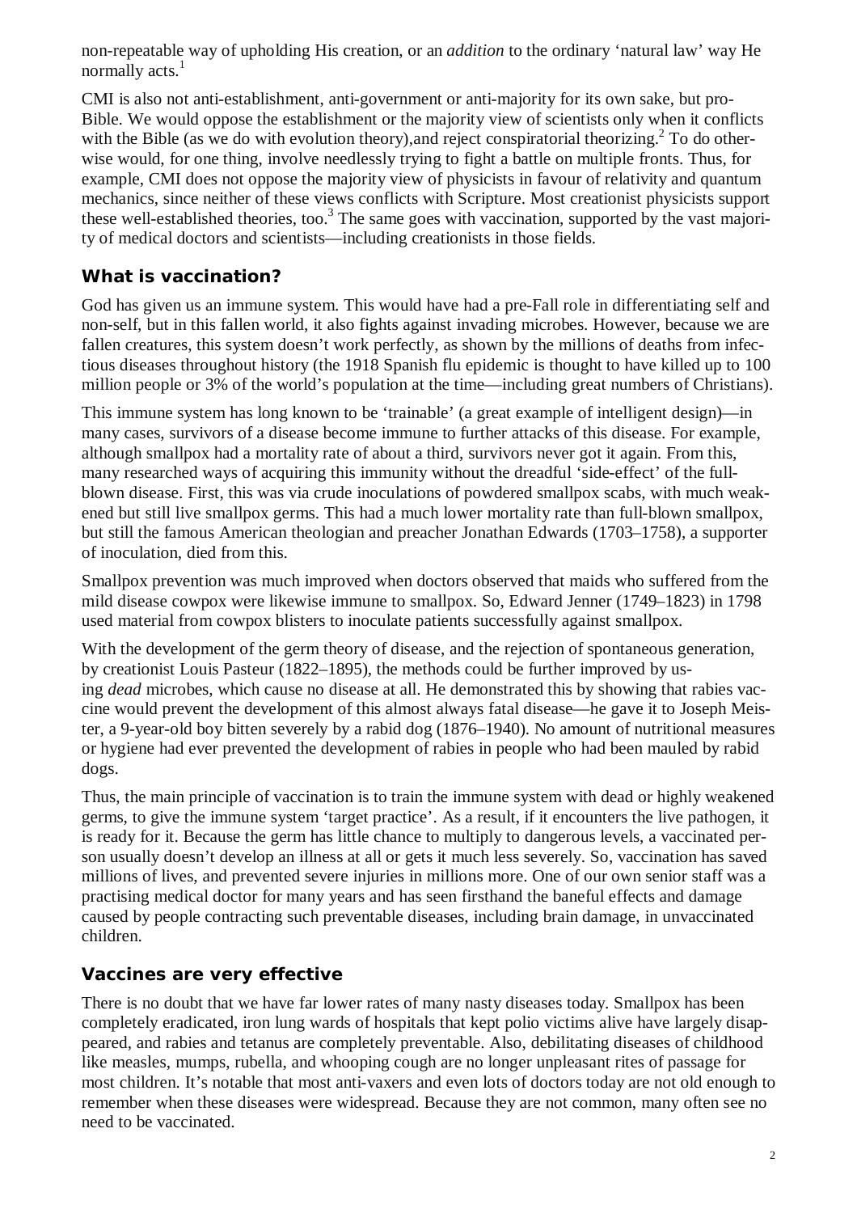non-repeatable way of upholding His creation, or an *addition* to the ordinary 'natural law' way He normally acts.[1]

CMI is also not anti-establishment, anti-government or anti-majority for its own sake, but pro-Bible. We would oppose the establishment or the majority view of scientists only when it conflicts with the Bible (as we do with evolution theory),and reject conspiratorial theorizing.[2] To do otherwise would, for one thing, involve needlessly trying to fight a battle on multiple fronts. Thus, for example, CMI does not oppose the majority view of physicists in favour of relativity and quantum mechanics, since neither of these views conflicts with Scripture. Most creationist physicists support these well-established theories, too.[3] The same goes with vaccination, supported by the vast majority of medical doctors and scientists—including creationists in those fields.

## What is vaccination?

God has given us an immune system. This would have had a pre-Fall role in differentiating self and non-self, but in this fallen world, it also fights against invading microbes. However, because we are fallen creatures, this system doesn't work perfectly, as shown by the millions of deaths from infectious diseases throughout history (the 1918 Spanish flu epidemic is thought to have killed up to 100 million people or 3% of the world's population at the time—including great numbers of Christians).

This immune system has long known to be 'trainable' (a great example of intelligent design)—in many cases, survivors of a disease become immune to further attacks of this disease. For example, although smallpox had a mortality rate of about a third, survivors never got it again. From this, many researched ways of acquiring this immunity without the dreadful 'side-effect' of the full-blown disease. First, this was via crude inoculations of powdered smallpox scabs, with much weakened but still live smallpox germs. This had a much lower mortality rate than full-blown smallpox, but still the famous American theologian and preacher Jonathan Edwards (1703–1758), a supporter of inoculation, died from this.

Smallpox prevention was much improved when doctors observed that maids who suffered from the mild disease cowpox were likewise immune to smallpox. So, Edward Jenner (1749–1823) in 1798 used material from cowpox blisters to inoculate patients successfully against smallpox.

With the development of the germ theory of disease, and the rejection of spontaneous generation, by creationist Louis Pasteur (1822–1895), the methods could be further improved by using *dead* microbes, which cause no disease at all. He demonstrated this by showing that rabies vaccine would prevent the development of this almost always fatal disease—he gave it to Joseph Meister, a 9-year-old boy bitten severely by a rabid dog (1876–1940). No amount of nutritional measures or hygiene had ever prevented the development of rabies in people who had been mauled by rabid dogs.

Thus, the main principle of vaccination is to train the immune system with dead or highly weakened germs, to give the immune system 'target practice'. As a result, if it encounters the live pathogen, it is ready for it. Because the germ has little chance to multiply to dangerous levels, a vaccinated person usually doesn't develop an illness at all or gets it much less severely. So, vaccination has saved millions of lives, and prevented severe injuries in millions more. One of our own senior staff was a practising medical doctor for many years and has seen firsthand the baneful effects and damage caused by people contracting such preventable diseases, including brain damage, in unvaccinated children.

## Vaccines are very effective

There is no doubt that we have far lower rates of many nasty diseases today. Smallpox has been completely eradicated, iron lung wards of hospitals that kept polio victims alive have largely disappeared, and rabies and tetanus are completely preventable. Also, debilitating diseases of childhood like measles, mumps, rubella, and whooping cough are no longer unpleasant rites of passage for most children. It's notable that most anti-vaxers and even lots of doctors today are not old enough to remember when these diseases were widespread. Because they are not common, many often see no need to be vaccinated.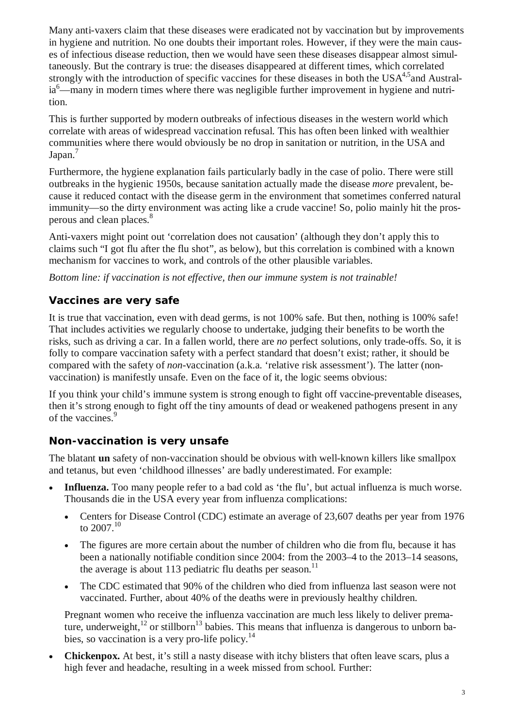Many anti-vaxers claim that these diseases were eradicated not by vaccination but by improvements in hygiene and nutrition. No one doubts their important roles. However, if they were the main causes of infectious disease reduction, then we would have seen these diseases disappear almost simultaneously. But the contrary is true: the diseases disappeared at different times, which correlated strongly with the introduction of specific vaccines for these diseases in both the USA[4,5] and Australia[6]—many in modern times where there was negligible further improvement in hygiene and nutrition.

This is further supported by modern outbreaks of infectious diseases in the western world which correlate with areas of widespread vaccination refusal. This has often been linked with wealthier communities where there would obviously be no drop in sanitation or nutrition, in the USA and Japan.[7]

Furthermore, the hygiene explanation fails particularly badly in the case of polio. There were still outbreaks in the hygienic 1950s, because sanitation actually made the disease *more* prevalent, because it reduced contact with the disease germ in the environment that sometimes conferred natural immunity—so the dirty environment was acting like a crude vaccine! So, polio mainly hit the prosperous and clean places.[8]

Anti-vaxers might point out 'correlation does not causation' (although they don't apply this to claims such "I got flu after the flu shot", as below), but this correlation is combined with a known mechanism for vaccines to work, and controls of the other plausible variables.

*Bottom line: if vaccination is not effective, then our immune system is not trainable!*

## Vaccines are very safe

It is true that vaccination, even with dead germs, is not 100% safe. But then, nothing is 100% safe! That includes activities we regularly choose to undertake, judging their benefits to be worth the risks, such as driving a car. In a fallen world, there are *no* perfect solutions, only trade-offs. So, it is folly to compare vaccination safety with a perfect standard that doesn't exist; rather, it should be compared with the safety of *non*-vaccination (a.k.a. 'relative risk assessment'). The latter (non-vaccination) is manifestly unsafe. Even on the face of it, the logic seems obvious:

If you think your child's immune system is strong enough to fight off vaccine-preventable diseases, then it's strong enough to fight off the tiny amounts of dead or weakened pathogens present in any of the vaccines.[9]

## Non-vaccination is very unsafe

The blatant **un** safety of non-vaccination should be obvious with well-known killers like smallpox and tetanus, but even 'childhood illnesses' are badly underestimated. For example:

- **Influenza.** Too many people refer to a bad cold as 'the flu', but actual influenza is much worse. Thousands die in the USA every year from influenza complications:
  - Centers for Disease Control (CDC) estimate an average of 23,607 deaths per year from 1976 to 2007.[10]
  - The figures are more certain about the number of children who die from flu, because it has been a nationally notifiable condition since 2004: from the 2003–4 to the 2013–14 seasons, the average is about 113 pediatric flu deaths per season.[11]
  - The CDC estimated that 90% of the children who died from influenza last season were not vaccinated. Further, about 40% of the deaths were in previously healthy children.

  Pregnant women who receive the influenza vaccination are much less likely to deliver premature, underweight,[12] or stillborn[13] babies. This means that influenza is dangerous to unborn babies, so vaccination is a very pro-life policy.[14]

- **Chickenpox.** At best, it's still a nasty disease with itchy blisters that often leave scars, plus a high fever and headache, resulting in a week missed from school. Further: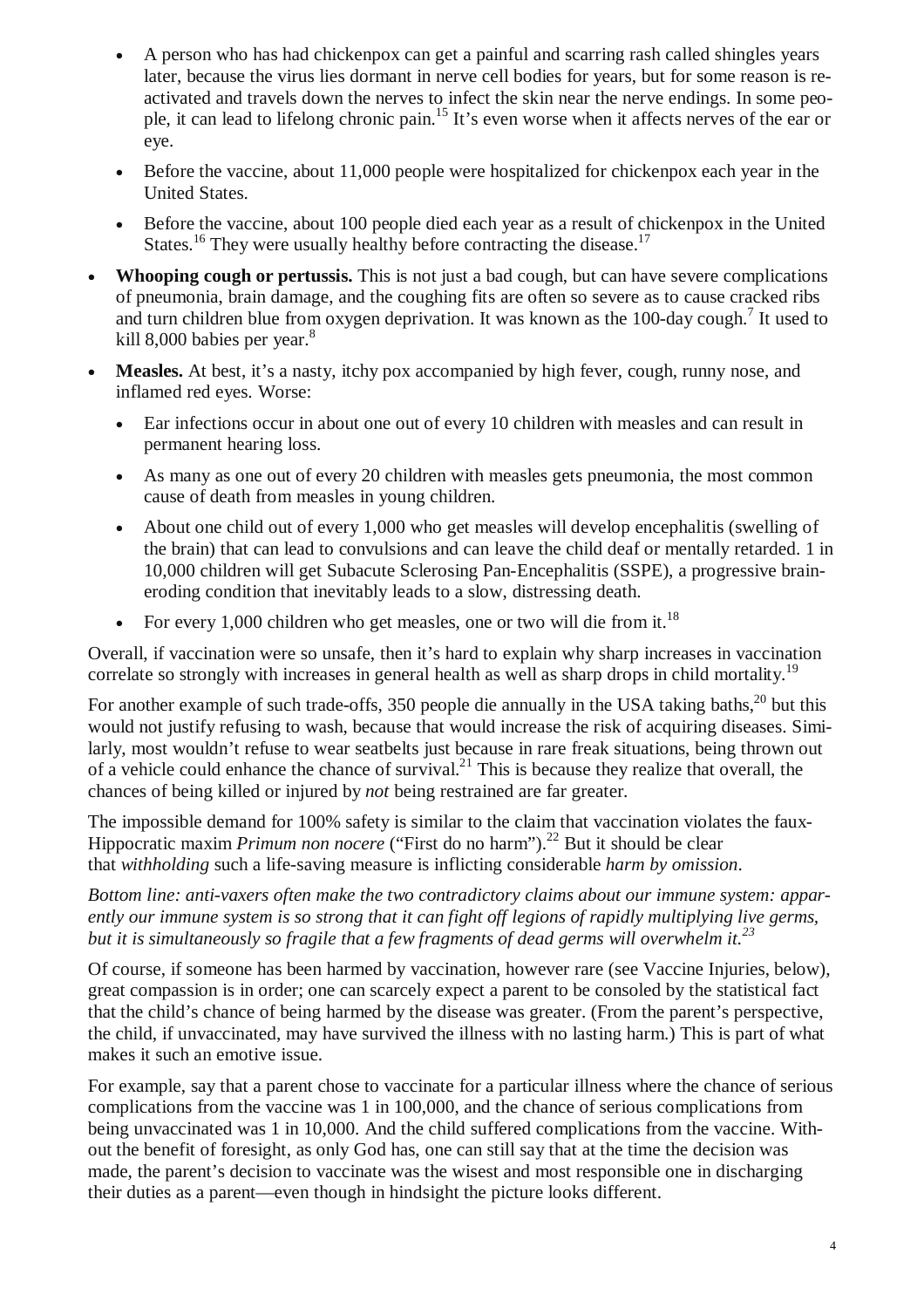- A person who has had chickenpox can get a painful and scarring rash called shingles years later, because the virus lies dormant in nerve cell bodies for years, but for some reason is reactivated and travels down the nerves to infect the skin near the nerve endings. In some people, it can lead to lifelong chronic pain.[15] It's even worse when it affects nerves of the ear or eye.
- Before the vaccine, about 11,000 people were hospitalized for chickenpox each year in the United States.
- Before the vaccine, about 100 people died each year as a result of chickenpox in the United States.[16] They were usually healthy before contracting the disease.[17]

- **Whooping cough or pertussis.** This is not just a bad cough, but can have severe complications of pneumonia, brain damage, and the coughing fits are often so severe as to cause cracked ribs and turn children blue from oxygen deprivation. It was known as the 100-day cough.[7] It used to kill 8,000 babies per year.[8]
- **Measles.** At best, it's a nasty, itchy pox accompanied by high fever, cough, runny nose, and inflamed red eyes. Worse:
  - Ear infections occur in about one out of every 10 children with measles and can result in permanent hearing loss.
  - As many as one out of every 20 children with measles gets pneumonia, the most common cause of death from measles in young children.
  - About one child out of every 1,000 who get measles will develop encephalitis (swelling of the brain) that can lead to convulsions and can leave the child deaf or mentally retarded. 1 in 10,000 children will get Subacute Sclerosing Pan-Encephalitis (SSPE), a progressive brain-eroding condition that inevitably leads to a slow, distressing death.
  - For every 1,000 children who get measles, one or two will die from it.[18]

Overall, if vaccination were so unsafe, then it's hard to explain why sharp increases in vaccination correlate so strongly with increases in general health as well as sharp drops in child mortality.[19]

For another example of such trade-offs, 350 people die annually in the USA taking baths,[20] but this would not justify refusing to wash, because that would increase the risk of acquiring diseases. Similarly, most wouldn't refuse to wear seatbelts just because in rare freak situations, being thrown out of a vehicle could enhance the chance of survival.[21] This is because they realize that overall, the chances of being killed or injured by *not* being restrained are far greater.

The impossible demand for 100% safety is similar to the claim that vaccination violates the faux-Hippocratic maxim *Primum non nocere* ("First do no harm").[22] But it should be clear that *withholding* such a life-saving measure is inflicting considerable *harm by omission*.

*Bottom line: anti-vaxers often make the two contradictory claims about our immune system: apparently our immune system is so strong that it can fight off legions of rapidly multiplying live germs, but it is simultaneously so fragile that a few fragments of dead germs will overwhelm it.[23]*

Of course, if someone has been harmed by vaccination, however rare (see Vaccine Injuries, below), great compassion is in order; one can scarcely expect a parent to be consoled by the statistical fact that the child's chance of being harmed by the disease was greater. (From the parent's perspective, the child, if unvaccinated, may have survived the illness with no lasting harm.) This is part of what makes it such an emotive issue.

For example, say that a parent chose to vaccinate for a particular illness where the chance of serious complications from the vaccine was 1 in 100,000, and the chance of serious complications from being unvaccinated was 1 in 10,000. And the child suffered complications from the vaccine. Without the benefit of foresight, as only God has, one can still say that at the time the decision was made, the parent's decision to vaccinate was the wisest and most responsible one in discharging their duties as a parent—even though in hindsight the picture looks different.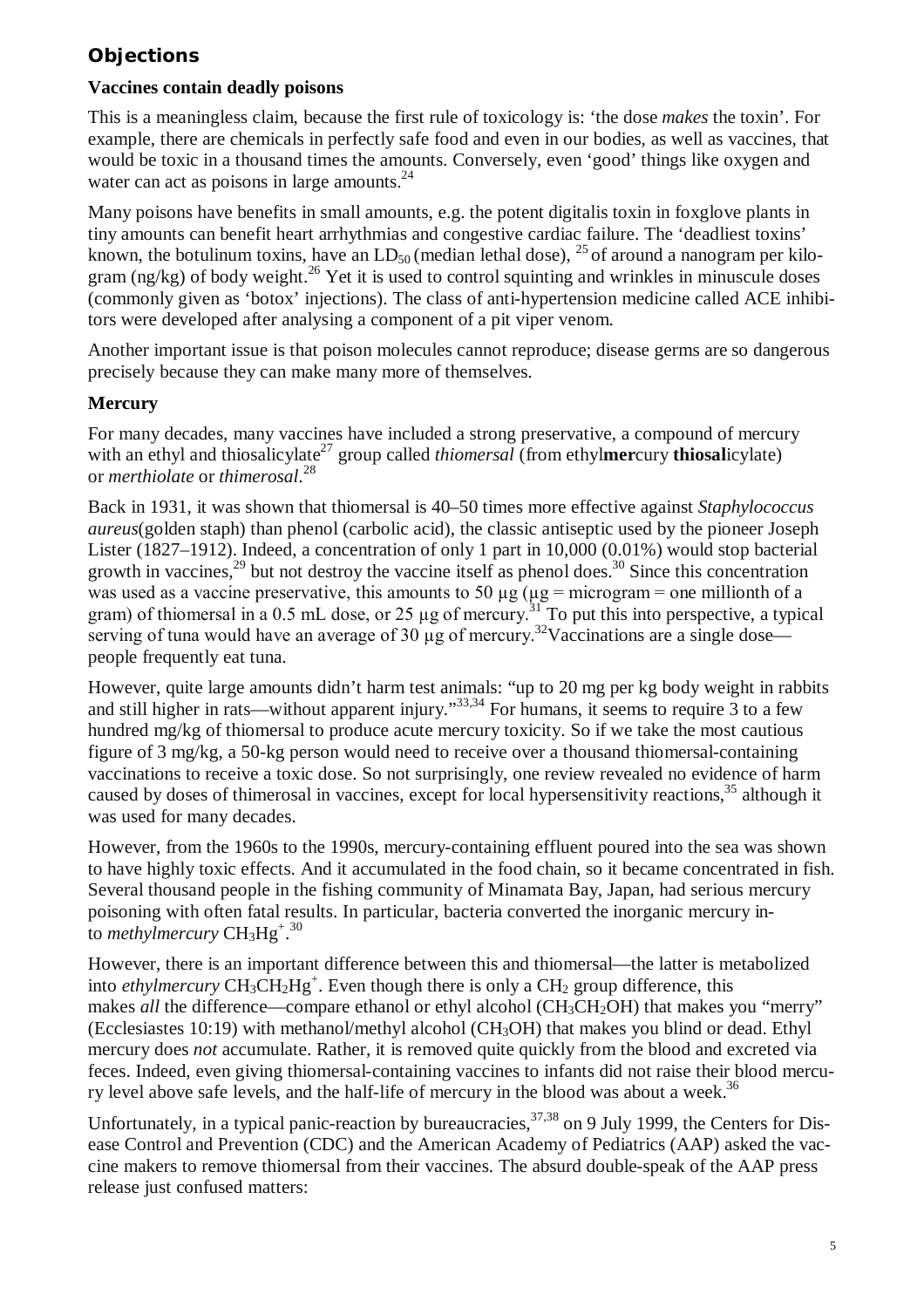## Objections

### Vaccines contain deadly poisons

This is a meaningless claim, because the first rule of toxicology is: 'the dose *makes* the toxin'. For example, there are chemicals in perfectly safe food and even in our bodies, as well as vaccines, that would be toxic in a thousand times the amounts. Conversely, even 'good' things like oxygen and water can act as poisons in large amounts.[24]

Many poisons have benefits in small amounts, e.g. the potent digitalis toxin in foxglove plants in tiny amounts can benefit heart arrhythmias and congestive cardiac failure. The 'deadliest toxins' known, the botulinum toxins, have an $LD_{50}$ (median lethal dose), [25] of around a nanogram per kilogram (ng/kg) of body weight.[26] Yet it is used to control squinting and wrinkles in minuscule doses (commonly given as 'botox' injections). The class of anti-hypertension medicine called ACE inhibitors were developed after analysing a component of a pit viper venom.

Another important issue is that poison molecules cannot reproduce; disease germs are so dangerous precisely because they can make many more of themselves.

### Mercury

For many decades, many vaccines have included a strong preservative, a compound of mercury with an ethyl and thiosalicylate[27] group called *thiomersal* (from ethyl**mer**cury **thiosal**icylate) or *merthiolate* or *thimerosal*.[28]

Back in 1931, it was shown that thiomersal is 40–50 times more effective against *Staphylococcus aureus*(golden staph) than phenol (carbolic acid), the classic antiseptic used by the pioneer Joseph Lister (1827–1912). Indeed, a concentration of only 1 part in 10,000 (0.01%) would stop bacterial growth in vaccines,[29] but not destroy the vaccine itself as phenol does.[30] Since this concentration was used as a vaccine preservative, this amounts to 50 μg (μg = microgram = one millionth of a gram) of thiomersal in a 0.5 mL dose, or 25 μg of mercury.[31] To put this into perspective, a typical serving of tuna would have an average of 30 μg of mercury.[32]Vaccinations are a single dose—people frequently eat tuna.

However, quite large amounts didn't harm test animals: "up to 20 mg per kg body weight in rabbits and still higher in rats—without apparent injury."[33,34] For humans, it seems to require 3 to a few hundred mg/kg of thiomersal to produce acute mercury toxicity. So if we take the most cautious figure of 3 mg/kg, a 50-kg person would need to receive over a thousand thiomersal-containing vaccinations to receive a toxic dose. So not surprisingly, one review revealed no evidence of harm caused by doses of thimerosal in vaccines, except for local hypersensitivity reactions,[35] although it was used for many decades.

However, from the 1960s to the 1990s, mercury-containing effluent poured into the sea was shown to have highly toxic effects. And it accumulated in the food chain, so it became concentrated in fish. Several thousand people in the fishing community of Minamata Bay, Japan, had serious mercury poisoning with often fatal results. In particular, bacteria converted the inorganic mercury into *methylmercury* $CH_3Hg^+$.[30]

However, there is an important difference between this and thiomersal—the latter is metabolized into *ethylmercury* $CH_3CH_2Hg^+$. Even though there is only a $CH_2$ group difference, this makes *all* the difference—compare ethanol or ethyl alcohol ($CH_3CH_2OH$) that makes you "merry" (Ecclesiastes 10:19) with methanol/methyl alcohol ($CH_3OH$) that makes you blind or dead. Ethyl mercury does *not* accumulate. Rather, it is removed quite quickly from the blood and excreted via feces. Indeed, even giving thiomersal-containing vaccines to infants did not raise their blood mercury level above safe levels, and the half-life of mercury in the blood was about a week.[36]

Unfortunately, in a typical panic-reaction by bureaucracies,[37,38] on 9 July 1999, the Centers for Disease Control and Prevention (CDC) and the American Academy of Pediatrics (AAP) asked the vaccine makers to remove thiomersal from their vaccines. The absurd double-speak of the AAP press release just confused matters: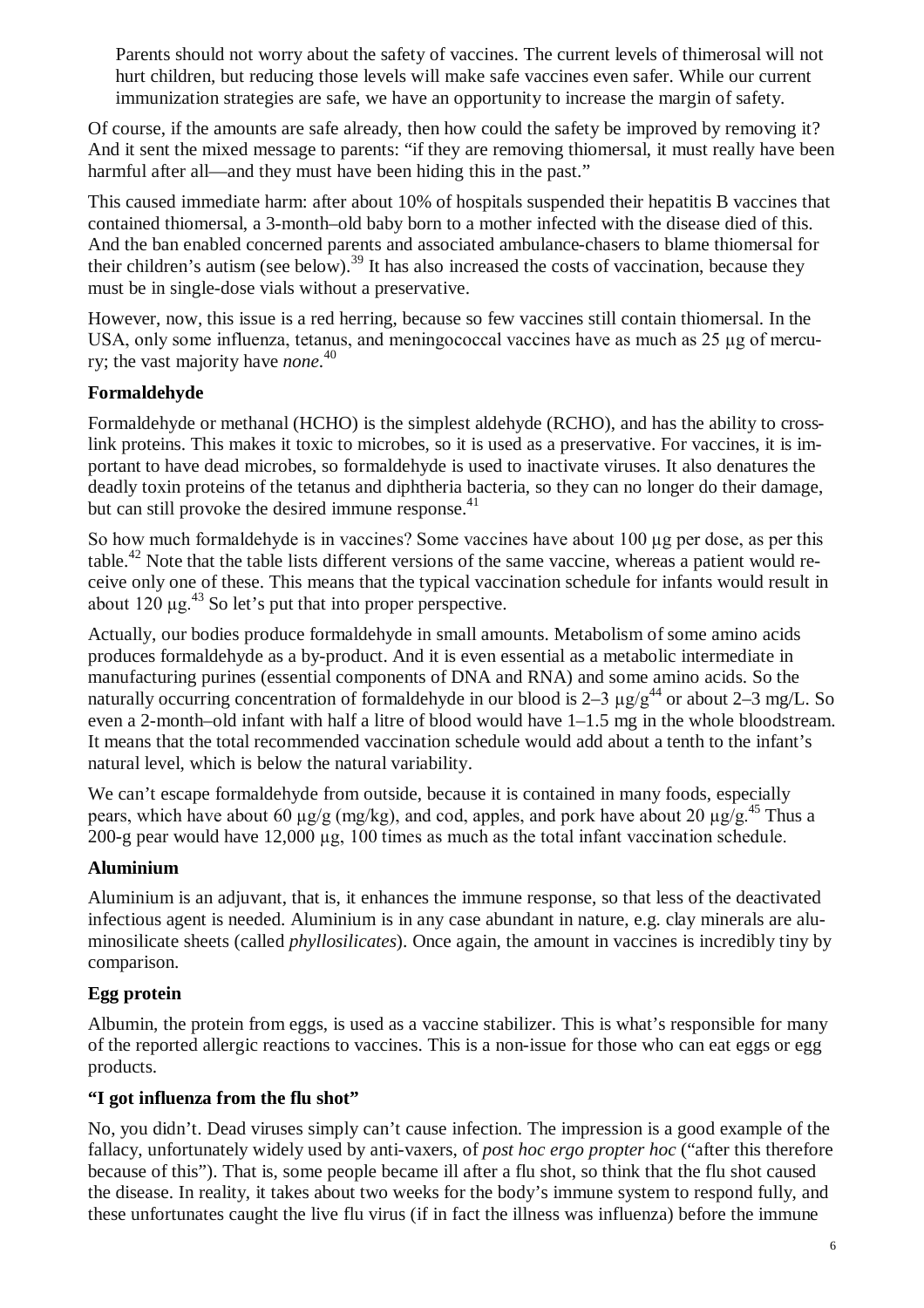> Parents should not worry about the safety of vaccines. The current levels of thimerosal will not hurt children, but reducing those levels will make safe vaccines even safer. While our current immunization strategies are safe, we have an opportunity to increase the margin of safety.

Of course, if the amounts are safe already, then how could the safety be improved by removing it? And it sent the mixed message to parents: "if they are removing thiomersal, it must really have been harmful after all—and they must have been hiding this in the past."

This caused immediate harm: after about 10% of hospitals suspended their hepatitis B vaccines that contained thiomersal, a 3-month–old baby born to a mother infected with the disease died of this. And the ban enabled concerned parents and associated ambulance-chasers to blame thiomersal for their children's autism (see below).[39] It has also increased the costs of vaccination, because they must be in single-dose vials without a preservative.

However, now, this issue is a red herring, because so few vaccines still contain thiomersal. In the USA, only some influenza, tetanus, and meningococcal vaccines have as much as 25 μg of mercury; the vast majority have *none*.[40]

**Formaldehyde**

Formaldehyde or methanal (HCHO) is the simplest aldehyde (RCHO), and has the ability to cross-link proteins. This makes it toxic to microbes, so it is used as a preservative. For vaccines, it is important to have dead microbes, so formaldehyde is used to inactivate viruses. It also denatures the deadly toxin proteins of the tetanus and diphtheria bacteria, so they can no longer do their damage, but can still provoke the desired immune response.[41]

So how much formaldehyde is in vaccines? Some vaccines have about 100 μg per dose, as per this table.[42] Note that the table lists different versions of the same vaccine, whereas a patient would receive only one of these. This means that the typical vaccination schedule for infants would result in about 120 μg.[43] So let's put that into proper perspective.

Actually, our bodies produce formaldehyde in small amounts. Metabolism of some amino acids produces formaldehyde as a by-product. And it is even essential as a metabolic intermediate in manufacturing purines (essential components of DNA and RNA) and some amino acids. So the naturally occurring concentration of formaldehyde in our blood is 2–3 μg/g[44] or about 2–3 mg/L. So even a 2-month–old infant with half a litre of blood would have 1–1.5 mg in the whole bloodstream. It means that the total recommended vaccination schedule would add about a tenth to the infant's natural level, which is below the natural variability.

We can't escape formaldehyde from outside, because it is contained in many foods, especially pears, which have about 60 μg/g (mg/kg), and cod, apples, and pork have about 20 μg/g.[45] Thus a 200-g pear would have 12,000 μg, 100 times as much as the total infant vaccination schedule.

**Aluminium**

Aluminium is an adjuvant, that is, it enhances the immune response, so that less of the deactivated infectious agent is needed. Aluminium is in any case abundant in nature, e.g. clay minerals are aluminosilicate sheets (called *phyllosilicates*). Once again, the amount in vaccines is incredibly tiny by comparison.

**Egg protein**

Albumin, the protein from eggs, is used as a vaccine stabilizer. This is what's responsible for many of the reported allergic reactions to vaccines. This is a non-issue for those who can eat eggs or egg products.

**"I got influenza from the flu shot"**

No, you didn't. Dead viruses simply can't cause infection. The impression is a good example of the fallacy, unfortunately widely used by anti-vaxers, of *post hoc ergo propter hoc* ("after this therefore because of this"). That is, some people became ill after a flu shot, so think that the flu shot caused the disease. In reality, it takes about two weeks for the body's immune system to respond fully, and these unfortunates caught the live flu virus (if in fact the illness was influenza) before the immune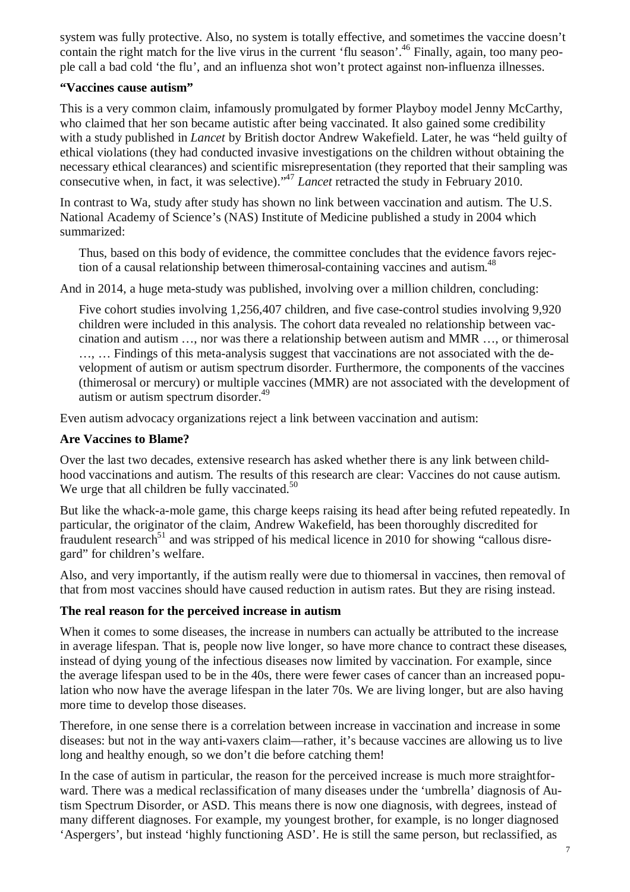system was fully protective. Also, no system is totally effective, and sometimes the vaccine doesn't contain the right match for the live virus in the current 'flu season'.[46] Finally, again, too many people call a bad cold 'the flu', and an influenza shot won't protect against non-influenza illnesses.

**"Vaccines cause autism"**

This is a very common claim, infamously promulgated by former Playboy model Jenny McCarthy, who claimed that her son became autistic after being vaccinated. It also gained some credibility with a study published in *Lancet* by British doctor Andrew Wakefield. Later, he was "held guilty of ethical violations (they had conducted invasive investigations on the children without obtaining the necessary ethical clearances) and scientific misrepresentation (they reported that their sampling was consecutive when, in fact, it was selective)."[47] *Lancet* retracted the study in February 2010.

In contrast to Wa, study after study has shown no link between vaccination and autism. The U.S. National Academy of Science's (NAS) Institute of Medicine published a study in 2004 which summarized:

> Thus, based on this body of evidence, the committee concludes that the evidence favors rejection of a causal relationship between thimerosal-containing vaccines and autism.[48]

And in 2014, a huge meta-study was published, involving over a million children, concluding:

> Five cohort studies involving 1,256,407 children, and five case-control studies involving 9,920 children were included in this analysis. The cohort data revealed no relationship between vaccination and autism …, nor was there a relationship between autism and MMR …, or thimerosal …, … Findings of this meta-analysis suggest that vaccinations are not associated with the development of autism or autism spectrum disorder. Furthermore, the components of the vaccines (thimerosal or mercury) or multiple vaccines (MMR) are not associated with the development of autism or autism spectrum disorder.[49]

Even autism advocacy organizations reject a link between vaccination and autism:

**Are Vaccines to Blame?**

Over the last two decades, extensive research has asked whether there is any link between childhood vaccinations and autism. The results of this research are clear: Vaccines do not cause autism. We urge that all children be fully vaccinated.[50]

But like the whack-a-mole game, this charge keeps raising its head after being refuted repeatedly. In particular, the originator of the claim, Andrew Wakefield, has been thoroughly discredited for fraudulent research[51] and was stripped of his medical licence in 2010 for showing "callous disregard" for children's welfare.

Also, and very importantly, if the autism really were due to thiomersal in vaccines, then removal of that from most vaccines should have caused reduction in autism rates. But they are rising instead.

**The real reason for the perceived increase in autism**

When it comes to some diseases, the increase in numbers can actually be attributed to the increase in average lifespan. That is, people now live longer, so have more chance to contract these diseases, instead of dying young of the infectious diseases now limited by vaccination. For example, since the average lifespan used to be in the 40s, there were fewer cases of cancer than an increased population who now have the average lifespan in the later 70s. We are living longer, but are also having more time to develop those diseases.

Therefore, in one sense there is a correlation between increase in vaccination and increase in some diseases: but not in the way anti-vaxers claim—rather, it's because vaccines are allowing us to live long and healthy enough, so we don't die before catching them!

In the case of autism in particular, the reason for the perceived increase is much more straightforward. There was a medical reclassification of many diseases under the 'umbrella' diagnosis of Autism Spectrum Disorder, or ASD. This means there is now one diagnosis, with degrees, instead of many different diagnoses. For example, my youngest brother, for example, is no longer diagnosed 'Aspergers', but instead 'highly functioning ASD'. He is still the same person, but reclassified, as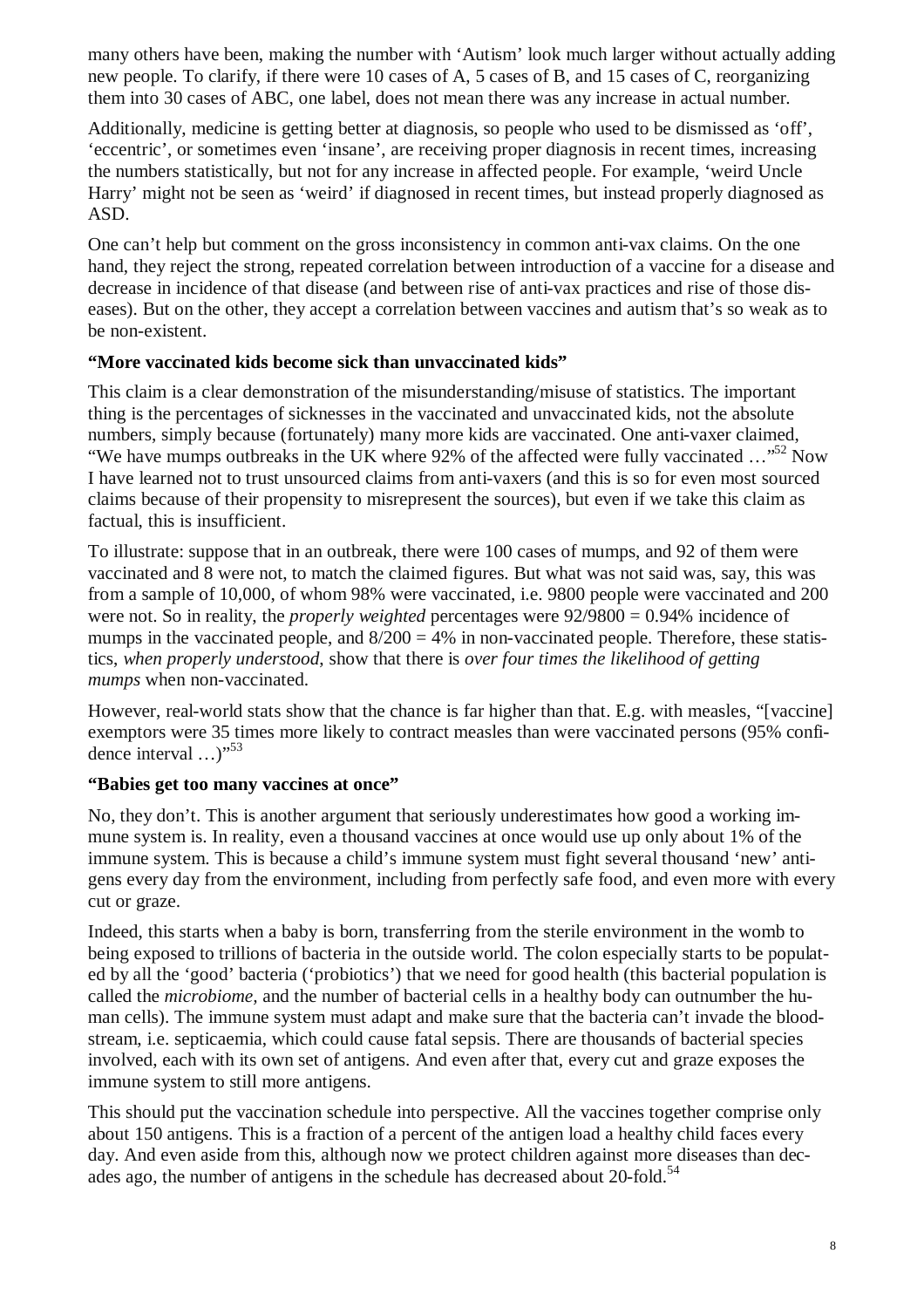many others have been, making the number with 'Autism' look much larger without actually adding new people. To clarify, if there were 10 cases of A, 5 cases of B, and 15 cases of C, reorganizing them into 30 cases of ABC, one label, does not mean there was any increase in actual number.

Additionally, medicine is getting better at diagnosis, so people who used to be dismissed as 'off', 'eccentric', or sometimes even 'insane', are receiving proper diagnosis in recent times, increasing the numbers statistically, but not for any increase in affected people. For example, 'weird Uncle Harry' might not be seen as 'weird' if diagnosed in recent times, but instead properly diagnosed as ASD.

One can't help but comment on the gross inconsistency in common anti-vax claims. On the one hand, they reject the strong, repeated correlation between introduction of a vaccine for a disease and decrease in incidence of that disease (and between rise of anti-vax practices and rise of those diseases). But on the other, they accept a correlation between vaccines and autism that's so weak as to be non-existent.

**"More vaccinated kids become sick than unvaccinated kids"**

This claim is a clear demonstration of the misunderstanding/misuse of statistics. The important thing is the percentages of sicknesses in the vaccinated and unvaccinated kids, not the absolute numbers, simply because (fortunately) many more kids are vaccinated. One anti-vaxer claimed, "We have mumps outbreaks in the UK where 92% of the affected were fully vaccinated …"[52] Now I have learned not to trust unsourced claims from anti-vaxers (and this is so for even most sourced claims because of their propensity to misrepresent the sources), but even if we take this claim as factual, this is insufficient.

To illustrate: suppose that in an outbreak, there were 100 cases of mumps, and 92 of them were vaccinated and 8 were not, to match the claimed figures. But what was not said was, say, this was from a sample of 10,000, of whom 98% were vaccinated, i.e. 9800 people were vaccinated and 200 were not. So in reality, the *properly weighted* percentages were 92/9800 = 0.94% incidence of mumps in the vaccinated people, and 8/200 = 4% in non-vaccinated people. Therefore, these statistics, *when properly understood*, show that there is *over four times the likelihood of getting mumps* when non-vaccinated.

However, real-world stats show that the chance is far higher than that. E.g. with measles, "[vaccine] exemptors were 35 times more likely to contract measles than were vaccinated persons (95% confidence interval …)"[53]

**"Babies get too many vaccines at once"**

No, they don't. This is another argument that seriously underestimates how good a working immune system is. In reality, even a thousand vaccines at once would use up only about 1% of the immune system. This is because a child's immune system must fight several thousand 'new' antigens every day from the environment, including from perfectly safe food, and even more with every cut or graze.

Indeed, this starts when a baby is born, transferring from the sterile environment in the womb to being exposed to trillions of bacteria in the outside world. The colon especially starts to be populated by all the 'good' bacteria ('probiotics') that we need for good health (this bacterial population is called the *microbiome*, and the number of bacterial cells in a healthy body can outnumber the human cells). The immune system must adapt and make sure that the bacteria can't invade the bloodstream, i.e. septicaemia, which could cause fatal sepsis. There are thousands of bacterial species involved, each with its own set of antigens. And even after that, every cut and graze exposes the immune system to still more antigens.

This should put the vaccination schedule into perspective. All the vaccines together comprise only about 150 antigens. This is a fraction of a percent of the antigen load a healthy child faces every day. And even aside from this, although now we protect children against more diseases than decades ago, the number of antigens in the schedule has decreased about 20-fold.[54]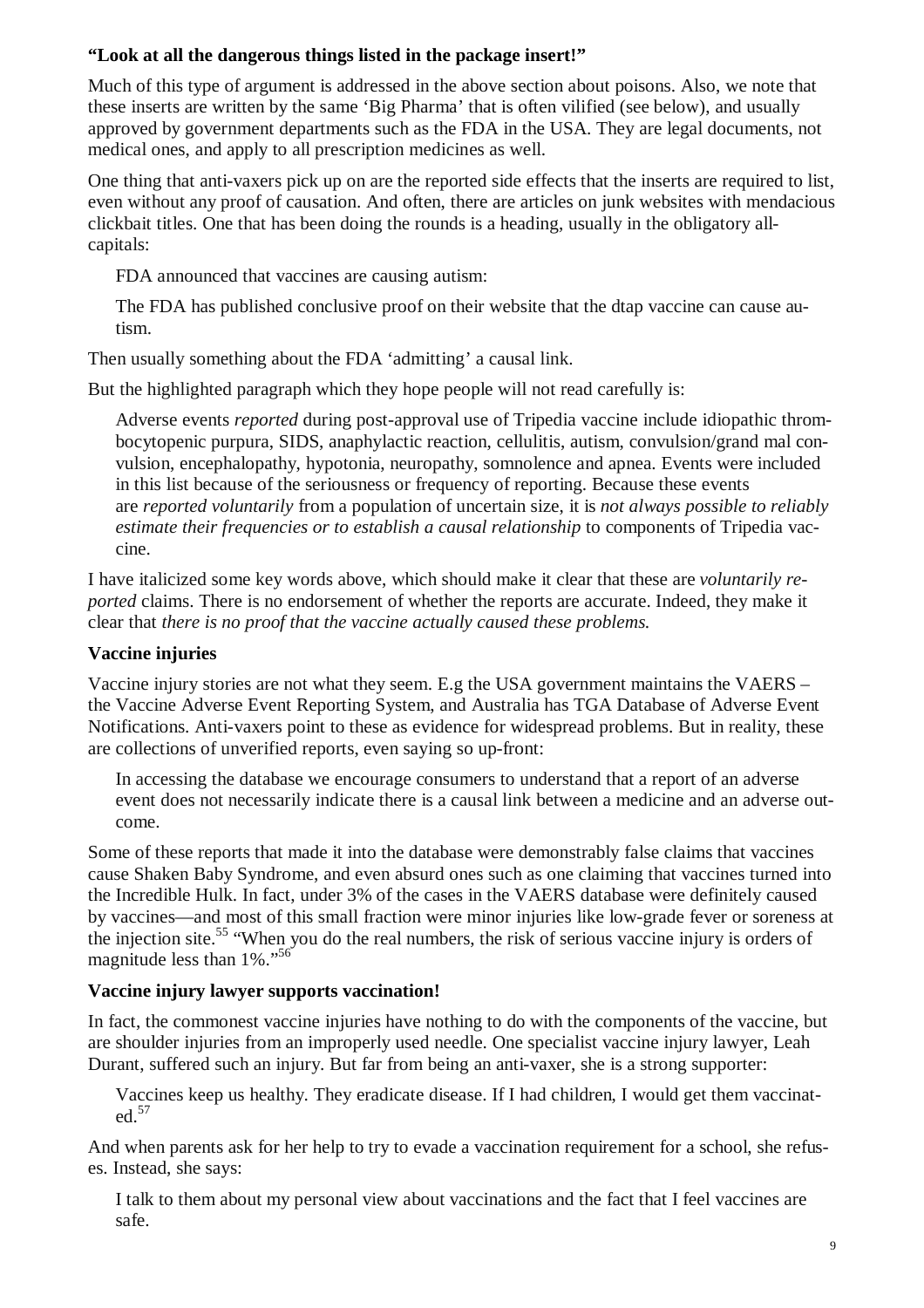**"Look at all the dangerous things listed in the package insert!"**

Much of this type of argument is addressed in the above section about poisons. Also, we note that these inserts are written by the same 'Big Pharma' that is often vilified (see below), and usually approved by government departments such as the FDA in the USA. They are legal documents, not medical ones, and apply to all prescription medicines as well.

One thing that anti-vaxers pick up on are the reported side effects that the inserts are required to list, even without any proof of causation. And often, there are articles on junk websites with mendacious clickbait titles. One that has been doing the rounds is a heading, usually in the obligatory all-capitals:

> FDA announced that vaccines are causing autism:
>
> The FDA has published conclusive proof on their website that the dtap vaccine can cause autism.

Then usually something about the FDA 'admitting' a causal link.

But the highlighted paragraph which they hope people will not read carefully is:

> Adverse events *reported* during post-approval use of Tripedia vaccine include idiopathic thrombocytopenic purpura, SIDS, anaphylactic reaction, cellulitis, autism, convulsion/grand mal convulsion, encephalopathy, hypotonia, neuropathy, somnolence and apnea. Events were included in this list because of the seriousness or frequency of reporting. Because these events are *reported voluntarily* from a population of uncertain size, it is *not always possible to reliably estimate their frequencies or to establish a causal relationship* to components of Tripedia vaccine.

I have italicized some key words above, which should make it clear that these are *voluntarily reported* claims. There is no endorsement of whether the reports are accurate. Indeed, they make it clear that *there is no proof that the vaccine actually caused these problems.*

**Vaccine injuries**

Vaccine injury stories are not what they seem. E.g the USA government maintains the VAERS – the Vaccine Adverse Event Reporting System, and Australia has TGA Database of Adverse Event Notifications. Anti-vaxers point to these as evidence for widespread problems. But in reality, these are collections of unverified reports, even saying so up-front:

> In accessing the database we encourage consumers to understand that a report of an adverse event does not necessarily indicate there is a causal link between a medicine and an adverse outcome.

Some of these reports that made it into the database were demonstrably false claims that vaccines cause Shaken Baby Syndrome, and even absurd ones such as one claiming that vaccines turned into the Incredible Hulk. In fact, under 3% of the cases in the VAERS database were definitely caused by vaccines—and most of this small fraction were minor injuries like low-grade fever or soreness at the injection site.[55] "When you do the real numbers, the risk of serious vaccine injury is orders of magnitude less than 1%."[56]

**Vaccine injury lawyer supports vaccination!**

In fact, the commonest vaccine injuries have nothing to do with the components of the vaccine, but are shoulder injuries from an improperly used needle. One specialist vaccine injury lawyer, Leah Durant, suffered such an injury. But far from being an anti-vaxer, she is a strong supporter:

> Vaccines keep us healthy. They eradicate disease. If I had children, I would get them vaccinated.[57]

And when parents ask for her help to try to evade a vaccination requirement for a school, she refuses. Instead, she says:

> I talk to them about my personal view about vaccinations and the fact that I feel vaccines are safe.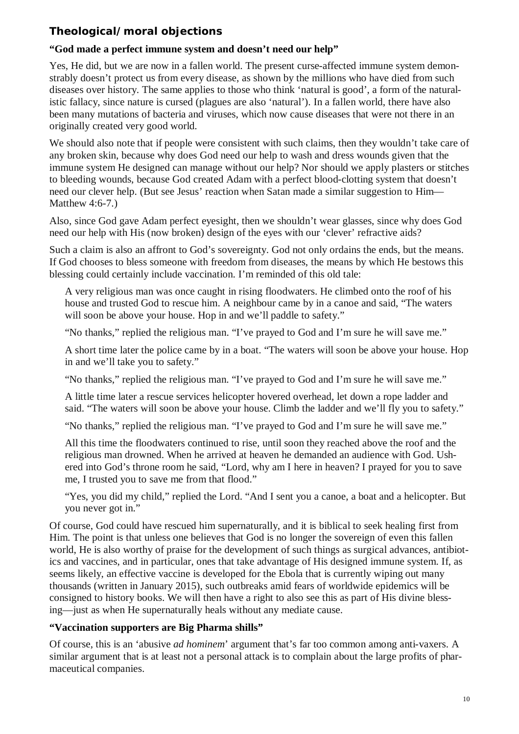## Theological/moral objections

### "God made a perfect immune system and doesn't need our help"

Yes, He did, but we are now in a fallen world. The present curse-affected immune system demonstrably doesn't protect us from every disease, as shown by the millions who have died from such diseases over history. The same applies to those who think 'natural is good', a form of the naturalistic fallacy, since nature is cursed (plagues are also 'natural'). In a fallen world, there have also been many mutations of bacteria and viruses, which now cause diseases that were not there in an originally created very good world.

We should also note that if people were consistent with such claims, then they wouldn't take care of any broken skin, because why does God need our help to wash and dress wounds given that the immune system He designed can manage without our help? Nor should we apply plasters or stitches to bleeding wounds, because God created Adam with a perfect blood-clotting system that doesn't need our clever help. (But see Jesus' reaction when Satan made a similar suggestion to Him—Matthew 4:6-7.)

Also, since God gave Adam perfect eyesight, then we shouldn't wear glasses, since why does God need our help with His (now broken) design of the eyes with our 'clever' refractive aids?

Such a claim is also an affront to God's sovereignty. God not only ordains the ends, but the means. If God chooses to bless someone with freedom from diseases, the means by which He bestows this blessing could certainly include vaccination. I'm reminded of this old tale:

> A very religious man was once caught in rising floodwaters. He climbed onto the roof of his house and trusted God to rescue him. A neighbour came by in a canoe and said, "The waters will soon be above your house. Hop in and we'll paddle to safety."
>
> "No thanks," replied the religious man. "I've prayed to God and I'm sure he will save me."
>
> A short time later the police came by in a boat. "The waters will soon be above your house. Hop in and we'll take you to safety."
>
> "No thanks," replied the religious man. "I've prayed to God and I'm sure he will save me."
>
> A little time later a rescue services helicopter hovered overhead, let down a rope ladder and said. "The waters will soon be above your house. Climb the ladder and we'll fly you to safety."
>
> "No thanks," replied the religious man. "I've prayed to God and I'm sure he will save me."
>
> All this time the floodwaters continued to rise, until soon they reached above the roof and the religious man drowned. When he arrived at heaven he demanded an audience with God. Ushered into God's throne room he said, "Lord, why am I here in heaven? I prayed for you to save me, I trusted you to save me from that flood."
>
> "Yes, you did my child," replied the Lord. "And I sent you a canoe, a boat and a helicopter. But you never got in."

Of course, God could have rescued him supernaturally, and it is biblical to seek healing first from Him. The point is that unless one believes that God is no longer the sovereign of even this fallen world, He is also worthy of praise for the development of such things as surgical advances, antibiotics and vaccines, and in particular, ones that take advantage of His designed immune system. If, as seems likely, an effective vaccine is developed for the Ebola that is currently wiping out many thousands (written in January 2015), such outbreaks amid fears of worldwide epidemics will be consigned to history books. We will then have a right to also see this as part of His divine blessing—just as when He supernaturally heals without any mediate cause.

### "Vaccination supporters are Big Pharma shills"

Of course, this is an 'abusive *ad hominem*' argument that's far too common among anti-vaxers. A similar argument that is at least not a personal attack is to complain about the large profits of pharmaceutical companies.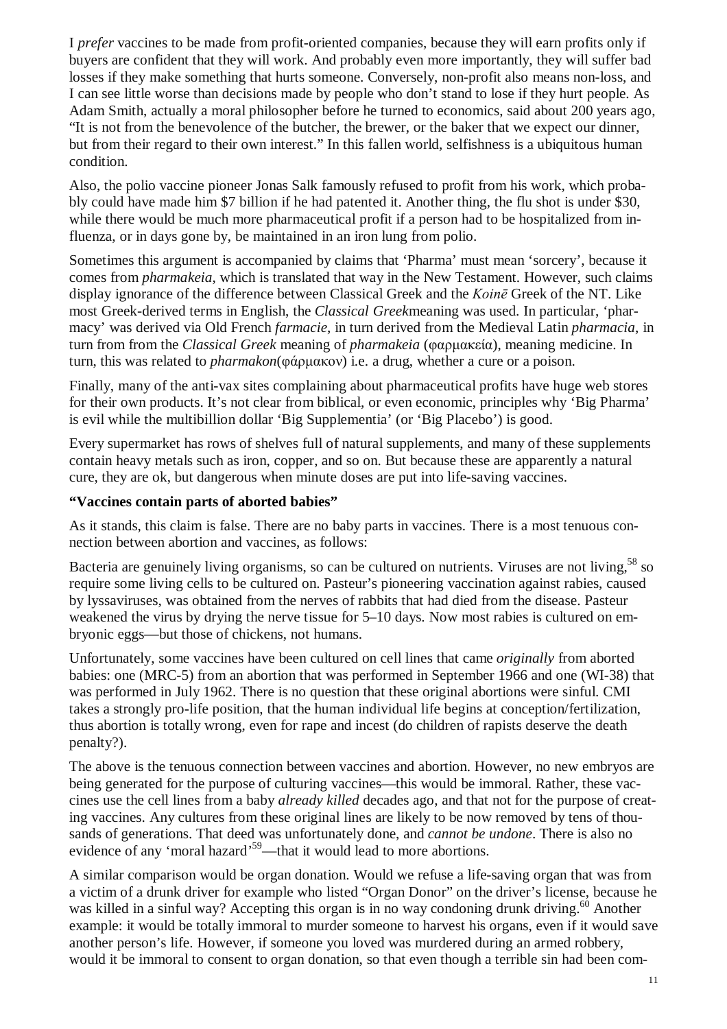I *prefer* vaccines to be made from profit-oriented companies, because they will earn profits only if buyers are confident that they will work. And probably even more importantly, they will suffer bad losses if they make something that hurts someone. Conversely, non-profit also means non-loss, and I can see little worse than decisions made by people who don't stand to lose if they hurt people. As Adam Smith, actually a moral philosopher before he turned to economics, said about 200 years ago, "It is not from the benevolence of the butcher, the brewer, or the baker that we expect our dinner, but from their regard to their own interest." In this fallen world, selfishness is a ubiquitous human condition.

Also, the polio vaccine pioneer Jonas Salk famously refused to profit from his work, which probably could have made him $7 billion if he had patented it. Another thing, the flu shot is under $30, while there would be much more pharmaceutical profit if a person had to be hospitalized from influenza, or in days gone by, be maintained in an iron lung from polio.

Sometimes this argument is accompanied by claims that 'Pharma' must mean 'sorcery', because it comes from *pharmakeia*, which is translated that way in the New Testament. However, such claims display ignorance of the difference between Classical Greek and the *Koinē* Greek of the NT. Like most Greek-derived terms in English, the *Classical Greek*meaning was used. In particular, 'pharmacy' was derived via Old French *farmacie*, in turn derived from the Medieval Latin *pharmacia*, in turn from from the *Classical Greek* meaning of *pharmakeia* (φαρμακεία), meaning medicine. In turn, this was related to *pharmakon*(φάρμακον) i.e. a drug, whether a cure or a poison.

Finally, many of the anti-vax sites complaining about pharmaceutical profits have huge web stores for their own products. It's not clear from biblical, or even economic, principles why 'Big Pharma' is evil while the multibillion dollar 'Big Supplementia' (or 'Big Placebo') is good.

Every supermarket has rows of shelves full of natural supplements, and many of these supplements contain heavy metals such as iron, copper, and so on. But because these are apparently a natural cure, they are ok, but dangerous when minute doses are put into life-saving vaccines.

**"Vaccines contain parts of aborted babies"**

As it stands, this claim is false. There are no baby parts in vaccines. There is a most tenuous connection between abortion and vaccines, as follows:

Bacteria are genuinely living organisms, so can be cultured on nutrients. Viruses are not living,[58] so require some living cells to be cultured on. Pasteur's pioneering vaccination against rabies, caused by lyssaviruses, was obtained from the nerves of rabbits that had died from the disease. Pasteur weakened the virus by drying the nerve tissue for 5–10 days. Now most rabies is cultured on embryonic eggs—but those of chickens, not humans.

Unfortunately, some vaccines have been cultured on cell lines that came *originally* from aborted babies: one (MRC-5) from an abortion that was performed in September 1966 and one (WI-38) that was performed in July 1962. There is no question that these original abortions were sinful. CMI takes a strongly pro-life position, that the human individual life begins at conception/fertilization, thus abortion is totally wrong, even for rape and incest (do children of rapists deserve the death penalty?).

The above is the tenuous connection between vaccines and abortion. However, no new embryos are being generated for the purpose of culturing vaccines—this would be immoral. Rather, these vaccines use the cell lines from a baby *already killed* decades ago, and that not for the purpose of creating vaccines. Any cultures from these original lines are likely to be now removed by tens of thousands of generations. That deed was unfortunately done, and *cannot be undone*. There is also no evidence of any 'moral hazard'[59]—that it would lead to more abortions.

A similar comparison would be organ donation. Would we refuse a life-saving organ that was from a victim of a drunk driver for example who listed "Organ Donor" on the driver's license, because he was killed in a sinful way? Accepting this organ is in no way condoning drunk driving.[60] Another example: it would be totally immoral to murder someone to harvest his organs, even if it would save another person's life. However, if someone you loved was murdered during an armed robbery, would it be immoral to consent to organ donation, so that even though a terrible sin had been com-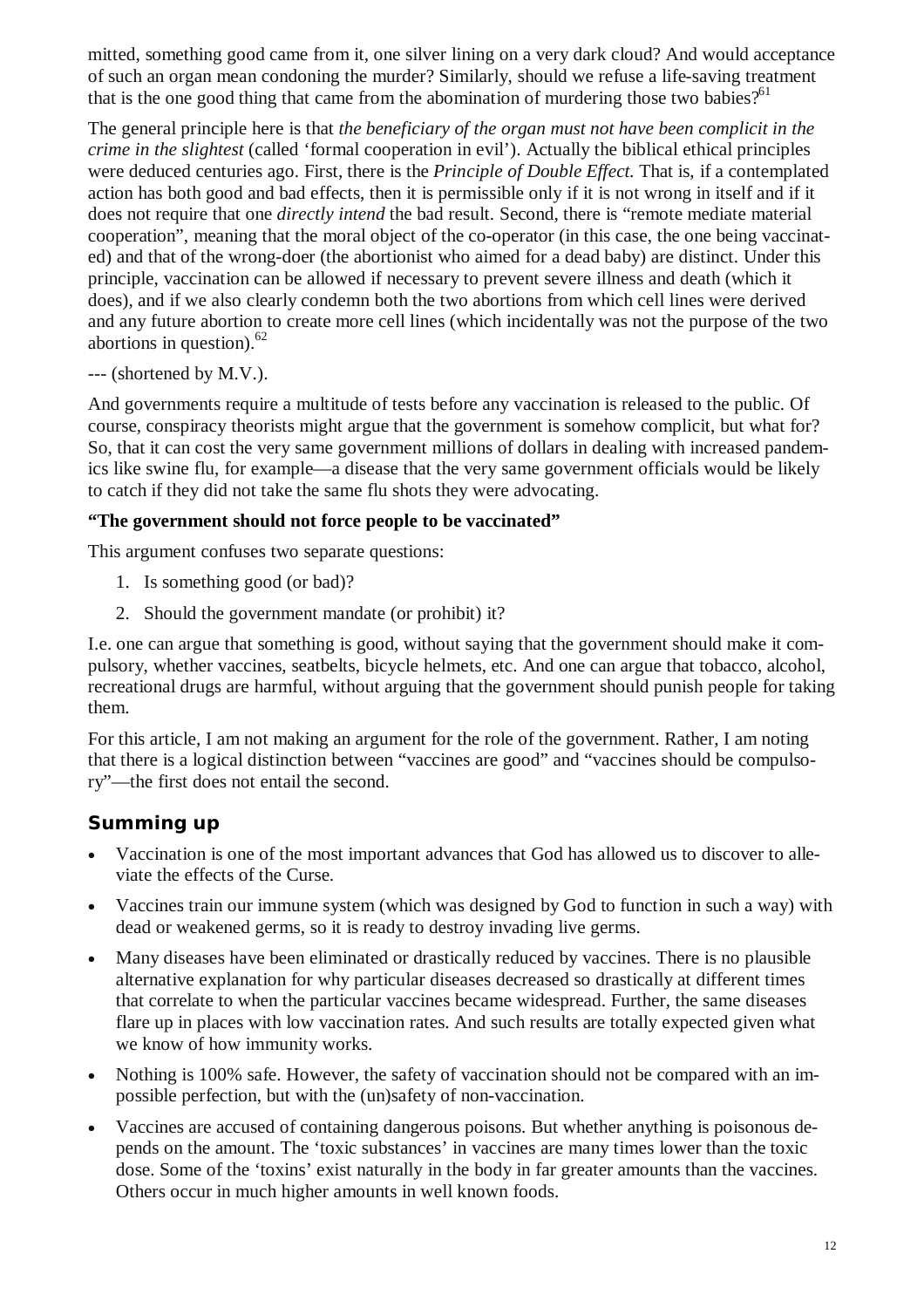mitted, something good came from it, one silver lining on a very dark cloud? And would acceptance of such an organ mean condoning the murder? Similarly, should we refuse a life-saving treatment that is the one good thing that came from the abomination of murdering those two babies?[61]

The general principle here is that *the beneficiary of the organ must not have been complicit in the crime in the slightest* (called 'formal cooperation in evil'). Actually the biblical ethical principles were deduced centuries ago. First, there is the *Principle of Double Effect.* That is, if a contemplated action has both good and bad effects, then it is permissible only if it is not wrong in itself and if it does not require that one *directly intend* the bad result. Second, there is "remote mediate material cooperation", meaning that the moral object of the co-operator (in this case, the one being vaccinated) and that of the wrong-doer (the abortionist who aimed for a dead baby) are distinct. Under this principle, vaccination can be allowed if necessary to prevent severe illness and death (which it does), and if we also clearly condemn both the two abortions from which cell lines were derived and any future abortion to create more cell lines (which incidentally was not the purpose of the two abortions in question).[62]

--- (shortened by M.V.).

And governments require a multitude of tests before any vaccination is released to the public. Of course, conspiracy theorists might argue that the government is somehow complicit, but what for? So, that it can cost the very same government millions of dollars in dealing with increased pandemics like swine flu, for example—a disease that the very same government officials would be likely to catch if they did not take the same flu shots they were advocating.

**"The government should not force people to be vaccinated"**

This argument confuses two separate questions:

1. Is something good (or bad)?
2. Should the government mandate (or prohibit) it?

I.e. one can argue that something is good, without saying that the government should make it compulsory, whether vaccines, seatbelts, bicycle helmets, etc. And one can argue that tobacco, alcohol, recreational drugs are harmful, without arguing that the government should punish people for taking them.

For this article, I am not making an argument for the role of the government. Rather, I am noting that there is a logical distinction between "vaccines are good" and "vaccines should be compulsory"—the first does not entail the second.

## Summing up

- Vaccination is one of the most important advances that God has allowed us to discover to alleviate the effects of the Curse.
- Vaccines train our immune system (which was designed by God to function in such a way) with dead or weakened germs, so it is ready to destroy invading live germs.
- Many diseases have been eliminated or drastically reduced by vaccines. There is no plausible alternative explanation for why particular diseases decreased so drastically at different times that correlate to when the particular vaccines became widespread. Further, the same diseases flare up in places with low vaccination rates. And such results are totally expected given what we know of how immunity works.
- Nothing is 100% safe. However, the safety of vaccination should not be compared with an impossible perfection, but with the (un)safety of non-vaccination.
- Vaccines are accused of containing dangerous poisons. But whether anything is poisonous depends on the amount. The 'toxic substances' in vaccines are many times lower than the toxic dose. Some of the 'toxins' exist naturally in the body in far greater amounts than the vaccines. Others occur in much higher amounts in well known foods.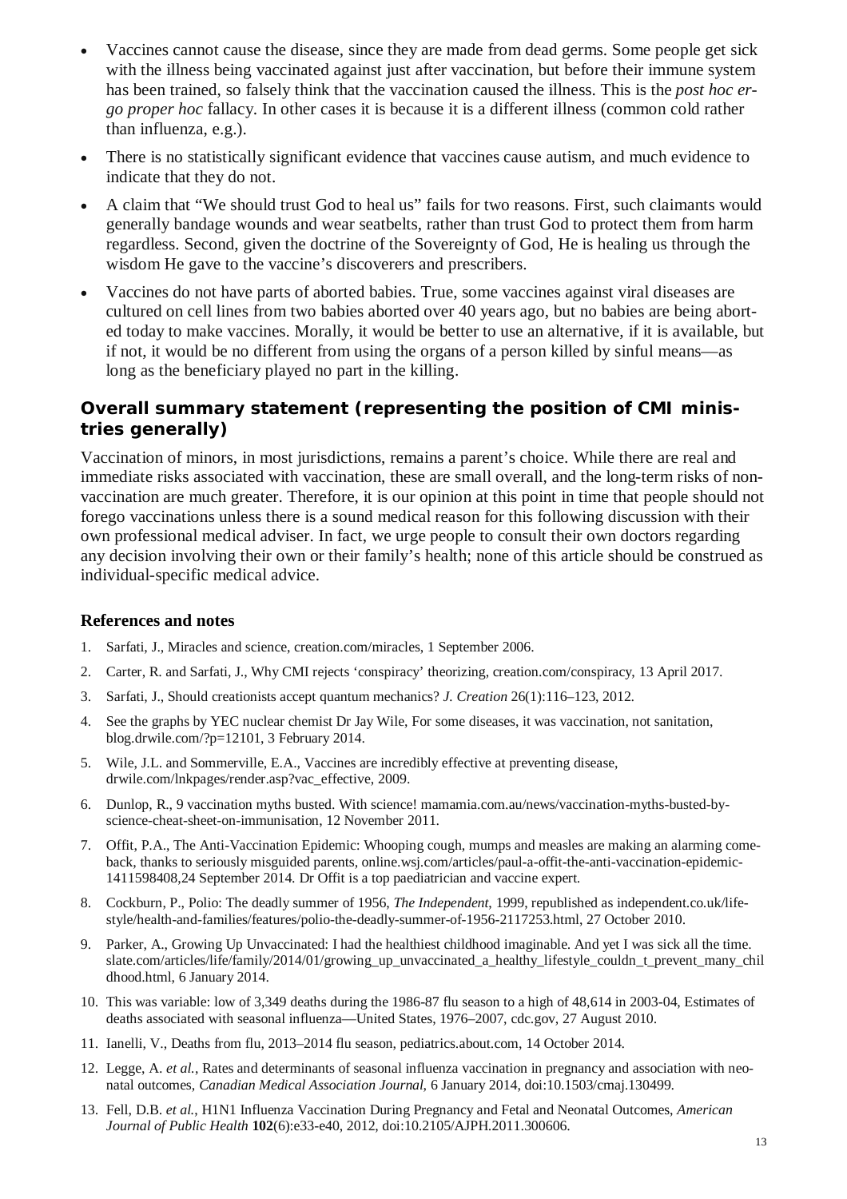- Vaccines cannot cause the disease, since they are made from dead germs. Some people get sick with the illness being vaccinated against just after vaccination, but before their immune system has been trained, so falsely think that the vaccination caused the illness. This is the *post hoc ergo proper hoc* fallacy. In other cases it is because it is a different illness (common cold rather than influenza, e.g.).
- There is no statistically significant evidence that vaccines cause autism, and much evidence to indicate that they do not.
- A claim that "We should trust God to heal us" fails for two reasons. First, such claimants would generally bandage wounds and wear seatbelts, rather than trust God to protect them from harm regardless. Second, given the doctrine of the Sovereignty of God, He is healing us through the wisdom He gave to the vaccine's discoverers and prescribers.
- Vaccines do not have parts of aborted babies. True, some vaccines against viral diseases are cultured on cell lines from two babies aborted over 40 years ago, but no babies are being aborted today to make vaccines. Morally, it would be better to use an alternative, if it is available, but if not, it would be no different from using the organs of a person killed by sinful means—as long as the beneficiary played no part in the killing.

## Overall summary statement (representing the position of CMI ministries generally)

Vaccination of minors, in most jurisdictions, remains a parent's choice. While there are real and immediate risks associated with vaccination, these are small overall, and the long-term risks of non-vaccination are much greater. Therefore, it is our opinion at this point in time that people should not forego vaccinations unless there is a sound medical reason for this following discussion with their own professional medical adviser. In fact, we urge people to consult their own doctors regarding any decision involving their own or their family's health; none of this article should be construed as individual-specific medical advice.

### References and notes

1. Sarfati, J., Miracles and science, creation.com/miracles, 1 September 2006.
2. Carter, R. and Sarfati, J., Why CMI rejects 'conspiracy' theorizing, creation.com/conspiracy, 13 April 2017.
3. Sarfati, J., Should creationists accept quantum mechanics? *J. Creation* 26(1):116–123, 2012.
4. See the graphs by YEC nuclear chemist Dr Jay Wile, For some diseases, it was vaccination, not sanitation, blog.drwile.com/?p=12101, 3 February 2014.
5. Wile, J.L. and Sommerville, E.A., Vaccines are incredibly effective at preventing disease, drwile.com/lnkpages/render.asp?vac_effective, 2009.
6. Dunlop, R., 9 vaccination myths busted. With science! mamamia.com.au/news/vaccination-myths-busted-by-science-cheat-sheet-on-immunisation, 12 November 2011.
7. Offit, P.A., The Anti-Vaccination Epidemic: Whooping cough, mumps and measles are making an alarming comeback, thanks to seriously misguided parents, online.wsj.com/articles/paul-a-offit-the-anti-vaccination-epidemic-1411598408,24 September 2014. Dr Offit is a top paediatrician and vaccine expert.
8. Cockburn, P., Polio: The deadly summer of 1956, *The Independent*, 1999, republished as independent.co.uk/life-style/health-and-families/features/polio-the-deadly-summer-of-1956-2117253.html, 27 October 2010.
9. Parker, A., Growing Up Unvaccinated: I had the healthiest childhood imaginable. And yet I was sick all the time. slate.com/articles/life/family/2014/01/growing_up_unvaccinated_a_healthy_lifestyle_couldn_t_prevent_many_childhood.html, 6 January 2014.
10. This was variable: low of 3,349 deaths during the 1986-87 flu season to a high of 48,614 in 2003-04, Estimates of deaths associated with seasonal influenza—United States, 1976–2007, cdc.gov, 27 August 2010.
11. Ianelli, V., Deaths from flu, 2013–2014 flu season, pediatrics.about.com, 14 October 2014.
12. Legge, A. *et al.*, Rates and determinants of seasonal influenza vaccination in pregnancy and association with neonatal outcomes, *Canadian Medical Association Journal*, 6 January 2014, doi:10.1503/cmaj.130499.
13. Fell, D.B. *et al.*, H1N1 Influenza Vaccination During Pregnancy and Fetal and Neonatal Outcomes, *American Journal of Public Health* **102**(6):e33-e40, 2012, doi:10.2105/AJPH.2011.300606.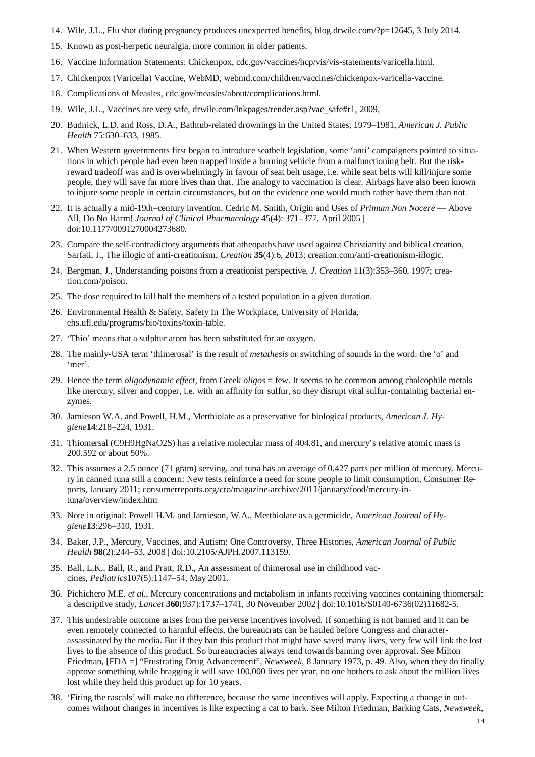14. Wile, J.L., Flu shot during pregnancy produces unexpected benefits, blog.drwile.com/?p=12645, 3 July 2014.
15. Known as post-herpetic neuralgia, more common in older patients.
16. Vaccine Information Statements: Chickenpox, cdc.gov/vaccines/hcp/vis/vis-statements/varicella.html.
17. Chickenpox (Varicella) Vaccine, WebMD, webmd.com/children/vaccines/chickenpox-varicella-vaccine.
18. Complications of Measles, cdc.gov/measles/about/complications.html.
19. Wile, J.L., Vaccines are very safe, drwile.com/lnkpages/render.asp?vac_safe#r1, 2009,
20. Budnick, L.D. and Ross, D.A., Bathtub-related drownings in the United States, 1979–1981, *American J. Public Health* 75:630–633, 1985.
21. When Western governments first began to introduce seatbelt legislation, some 'anti' campaigners pointed to situations in which people had even been trapped inside a burning vehicle from a malfunctioning belt. But the risk-reward tradeoff was and is overwhelmingly in favour of seat belt usage, i.e. while seat belts will kill/injure some people, they will save far more lives than that. The analogy to vaccination is clear. Airbags have also been known to injure some people in certain circumstances, but on the evidence one would much rather have them than not.
22. It is actually a mid-19th–century invention. Cedric M. Smith, Origin and Uses of *Primum Non Nocere* — Above All, Do No Harm! *Journal of Clinical Pharmacology* 45(4): 371–377, April 2005 | doi:10.1177/0091270004273680.
23. Compare the self-contradictory arguments that atheopaths have used against Christianity and biblical creation, Sarfati, J., The illogic of anti-creationism, *Creation* **35**(4):6, 2013; creation.com/anti-creationism-illogic.
24. Bergman, J., Understanding poisons from a creationist perspective, *J. Creation* 11(3):353–360, 1997; creation.com/poison.
25. The dose required to kill half the members of a tested population in a given duration.
26. Environmental Health & Safety, Safety In The Workplace, University of Florida, ehs.ufl.edu/programs/bio/toxins/toxin-table.
27. 'Thio' means that a sulphur atom has been substituted for an oxygen.
28. The mainly-USA term 'thimerosal' is the result of *metathesis* or switching of sounds in the word: the 'o' and 'mer'.
29. Hence the term *oligodynamic effect*, from Greek *oligos* = few. It seems to be common among chalcophile metals like mercury, silver and copper, i.e. with an affinity for sulfur, so they disrupt vital sulfur-containing bacterial enzymes.
30. Jamieson W.A. and Powell, H.M., Merthiolate as a preservative for biological products, *American J. Hygiene* **14**:218–224, 1931.
31. Thiomersal ($C_9H_9HgNaO_2S$) has a relative molecular mass of 404.81, and mercury's relative atomic mass is 200.592 or about 50%.
32. This assumes a 2.5 ounce (71 gram) serving, and tuna has an average of 0.427 parts per million of mercury. Mercury in canned tuna still a concern: New tests reinforce a need for some people to limit consumption, Consumer Reports, January 2011; consumerreports.org/cro/magazine-archive/2011/january/food/mercury-in-tuna/overview/index.htm
33. Note in original: Powell H.M. and Jamieson, W.A., Merthiolate as a germicide, A*merican Journal of Hygiene* **13**:296–310, 1931.
34. Baker, J.P., Mercury, Vaccines, and Autism: One Controversy, Three Histories, *American Journal of Public Health* **98**(2):244–53, 2008 | doi:10.2105/AJPH.2007.113159.
35. Ball, L.K., Ball, R., and Pratt, R.D., An assessment of thimerosal use in childhood vaccines, *Pediatrics* 107(5):1147–54, May 2001.
36. Pichichero M.E. *et al.*, Mercury concentrations and metabolism in infants receiving vaccines containing thiomersal: a descriptive study, *Lancet* **360**(937):1737–1741, 30 November 2002 | doi:10.1016/S0140-6736(02)11682-5.
37. This undesirable outcome arises from the perverse incentives involved. If something is not banned and it can be even remotely connected to harmful effects, the bureaucrats can be hauled before Congress and character-assassinated by the media. But if they ban this product that might have saved many lives, very few will link the lost lives to the absence of this product. So bureaucracies always tend towards banning over approval. See Milton Friedman, [FDA =] "Frustrating Drug Advancement", *Newsweek*, 8 January 1973, p. 49. Also, when they do finally approve something while bragging it will save 100,000 lives per year, no one bothers to ask about the million lives lost while they held this product up for 10 years.
38. 'Firing the rascals' will make no difference, because the same incentives will apply. Expecting a change in outcomes without changes in incentives is like expecting a cat to bark. See Milton Friedman, Barking Cats, *Newsweek*,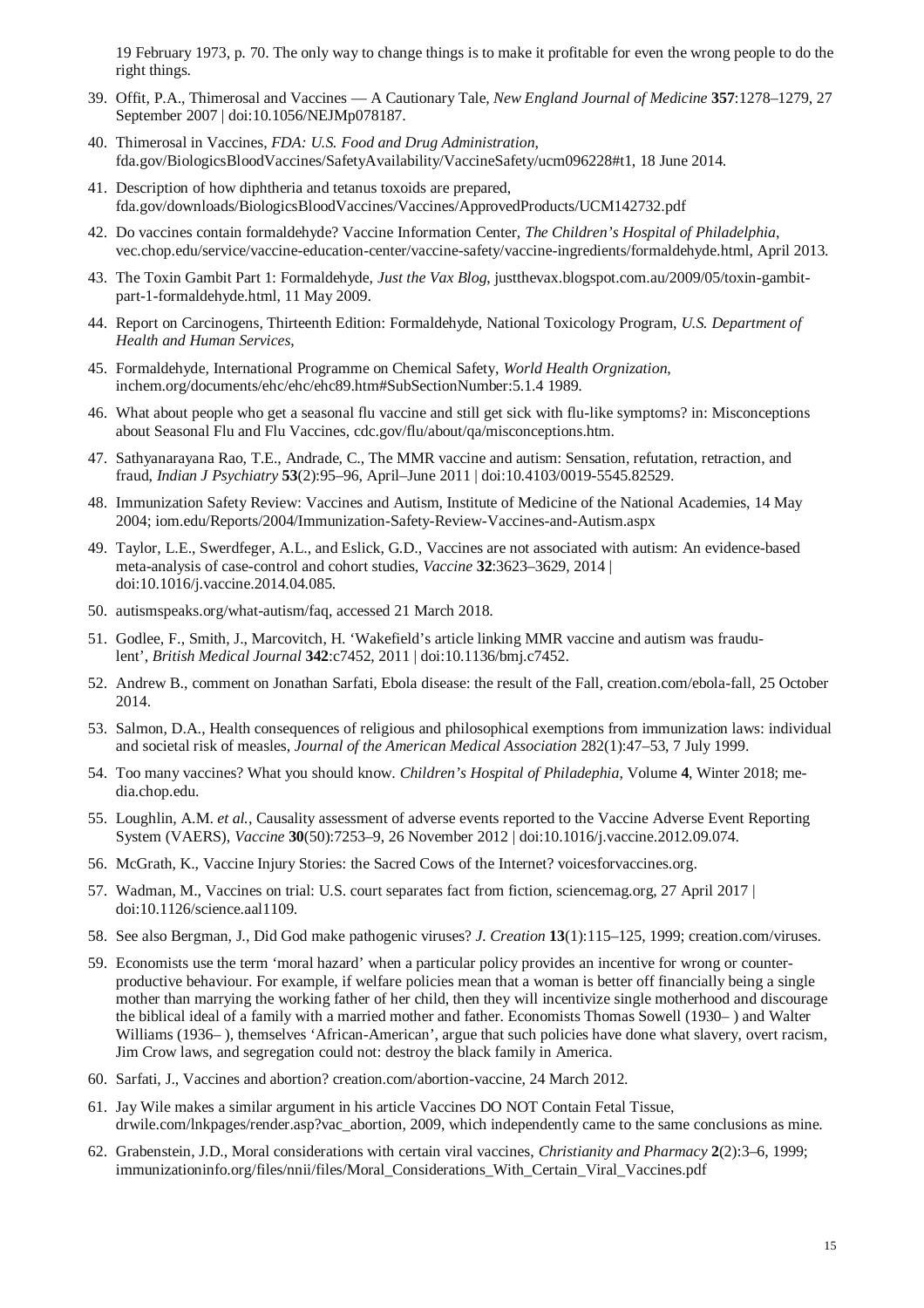19 February 1973, p. 70. The only way to change things is to make it profitable for even the wrong people to do the right things.

39. Offit, P.A., Thimerosal and Vaccines — A Cautionary Tale, *New England Journal of Medicine* **357**:1278–1279, 27 September 2007 | doi:10.1056/NEJMp078187.
40. Thimerosal in Vaccines, *FDA: U.S. Food and Drug Administration*, fda.gov/BiologicsBloodVaccines/SafetyAvailability/VaccineSafety/ucm096228#t1, 18 June 2014.
41. Description of how diphtheria and tetanus toxoids are prepared, fda.gov/downloads/BiologicsBloodVaccines/Vaccines/ApprovedProducts/UCM142732.pdf
42. Do vaccines contain formaldehyde? Vaccine Information Center, *The Children's Hospital of Philadelphia*, vec.chop.edu/service/vaccine-education-center/vaccine-safety/vaccine-ingredients/formaldehyde.html, April 2013.
43. The Toxin Gambit Part 1: Formaldehyde, *Just the Vax Blog*, justthevax.blogspot.com.au/2009/05/toxin-gambit-part-1-formaldehyde.html, 11 May 2009.
44. Report on Carcinogens, Thirteenth Edition: Formaldehyde, National Toxicology Program, *U.S. Department of Health and Human Services*,
45. Formaldehyde, International Programme on Chemical Safety, *World Health Orgnization*, inchem.org/documents/ehc/ehc/ehc89.htm#SubSectionNumber:5.1.4 1989.
46. What about people who get a seasonal flu vaccine and still get sick with flu-like symptoms? in: Misconceptions about Seasonal Flu and Flu Vaccines, cdc.gov/flu/about/qa/misconceptions.htm.
47. Sathyanarayana Rao, T.E., Andrade, C., The MMR vaccine and autism: Sensation, refutation, retraction, and fraud, *Indian J Psychiatry* **53**(2):95–96, April–June 2011 | doi:10.4103/0019-5545.82529.
48. Immunization Safety Review: Vaccines and Autism, Institute of Medicine of the National Academies, 14 May 2004; iom.edu/Reports/2004/Immunization-Safety-Review-Vaccines-and-Autism.aspx
49. Taylor, L.E., Swerdfeger, A.L., and Eslick, G.D., Vaccines are not associated with autism: An evidence-based meta-analysis of case-control and cohort studies, *Vaccine* **32**:3623–3629, 2014 | doi:10.1016/j.vaccine.2014.04.085.
50. autismspeaks.org/what-autism/faq, accessed 21 March 2018.
51. Godlee, F., Smith, J., Marcovitch, H. 'Wakefield's article linking MMR vaccine and autism was fraudulent', *British Medical Journal* **342**:c7452, 2011 | doi:10.1136/bmj.c7452.
52. Andrew B., comment on Jonathan Sarfati, Ebola disease: the result of the Fall, creation.com/ebola-fall, 25 October 2014.
53. Salmon, D.A., Health consequences of religious and philosophical exemptions from immunization laws: individual and societal risk of measles, *Journal of the American Medical Association* 282(1):47–53, 7 July 1999.
54. Too many vaccines? What you should know. *Children's Hospital of Philadephia*, Volume **4**, Winter 2018; media.chop.edu.
55. Loughlin, A.M. *et al.*, Causality assessment of adverse events reported to the Vaccine Adverse Event Reporting System (VAERS), *Vaccine* **30**(50):7253–9, 26 November 2012 | doi:10.1016/j.vaccine.2012.09.074.
56. McGrath, K., Vaccine Injury Stories: the Sacred Cows of the Internet? voicesforvaccines.org.
57. Wadman, M., Vaccines on trial: U.S. court separates fact from fiction, sciencemag.org, 27 April 2017 | doi:10.1126/science.aal1109.
58. See also Bergman, J., Did God make pathogenic viruses? *J. Creation* **13**(1):115–125, 1999; creation.com/viruses.
59. Economists use the term 'moral hazard' when a particular policy provides an incentive for wrong or counter-productive behaviour. For example, if welfare policies mean that a woman is better off financially being a single mother than marrying the working father of her child, then they will incentivize single motherhood and discourage the biblical ideal of a family with a married mother and father. Economists Thomas Sowell (1930– ) and Walter Williams (1936– ), themselves 'African-American', argue that such policies have done what slavery, overt racism, Jim Crow laws, and segregation could not: destroy the black family in America.
60. Sarfati, J., Vaccines and abortion? creation.com/abortion-vaccine, 24 March 2012.
61. Jay Wile makes a similar argument in his article Vaccines DO NOT Contain Fetal Tissue, drwile.com/lnkpages/render.asp?vac_abortion, 2009, which independently came to the same conclusions as mine.
62. Grabenstein, J.D., Moral considerations with certain viral vaccines, *Christianity and Pharmacy* **2**(2):3–6, 1999; immunizationinfo.org/files/nnii/files/Moral_Considerations_With_Certain_Viral_Vaccines.pdf